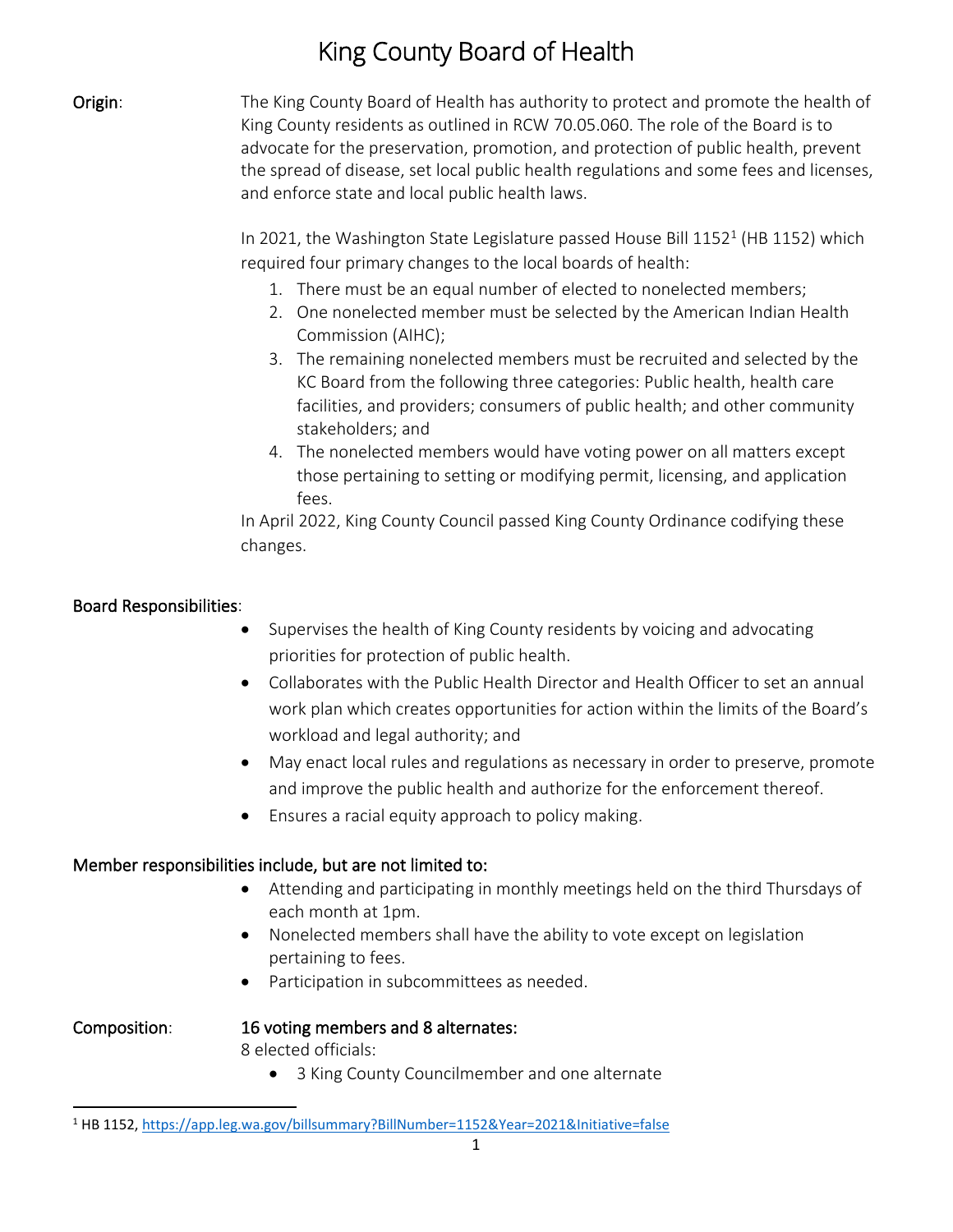# King County Board of Health

**Origin**:

The King County Board of Health has authority to protect and promote the health of King County residents as outlined in RCW 70.05.060. The role of the Board is to advocate for the preservation, promotion, and protection of public health, prevent the spread of disease, set local public health regulations and some fees and licenses, and enforce state and local public health laws.

In 2021, the Washington State Legislature passed House Bill 1152[1] (HB 1152) which required four primary changes to the local boards of health:

1. There must be an equal number of elected to nonelected members;
2. One nonelected member must be selected by the American Indian Health Commission (AIHC);
3. The remaining nonelected members must be recruited and selected by the KC Board from the following three categories: Public health, health care facilities, and providers; consumers of public health; and other community stakeholders; and
4. The nonelected members would have voting power on all matters except those pertaining to setting or modifying permit, licensing, and application fees.

In April 2022, King County Council passed King County Ordinance codifying these changes.

**Board Responsibilities**:

- Supervises the health of King County residents by voicing and advocating priorities for protection of public health.
- Collaborates with the Public Health Director and Health Officer to set an annual work plan which creates opportunities for action within the limits of the Board's workload and legal authority; and
- May enact local rules and regulations as necessary in order to preserve, promote and improve the public health and authorize for the enforcement thereof.
- Ensures a racial equity approach to policy making.

**Member responsibilities include, but are not limited to:**

- Attending and participating in monthly meetings held on the third Thursdays of each month at 1pm.
- Nonelected members shall have the ability to vote except on legislation pertaining to fees.
- Participation in subcommittees as needed.

**Composition**:

**16 voting members and 8 alternates:**

8 elected officials:

- 3 King County Councilmember and one alternate

[1] HB 1152, https://app.leg.wa.gov/billsummary?BillNumber=1152&Year=2021&Initiative=false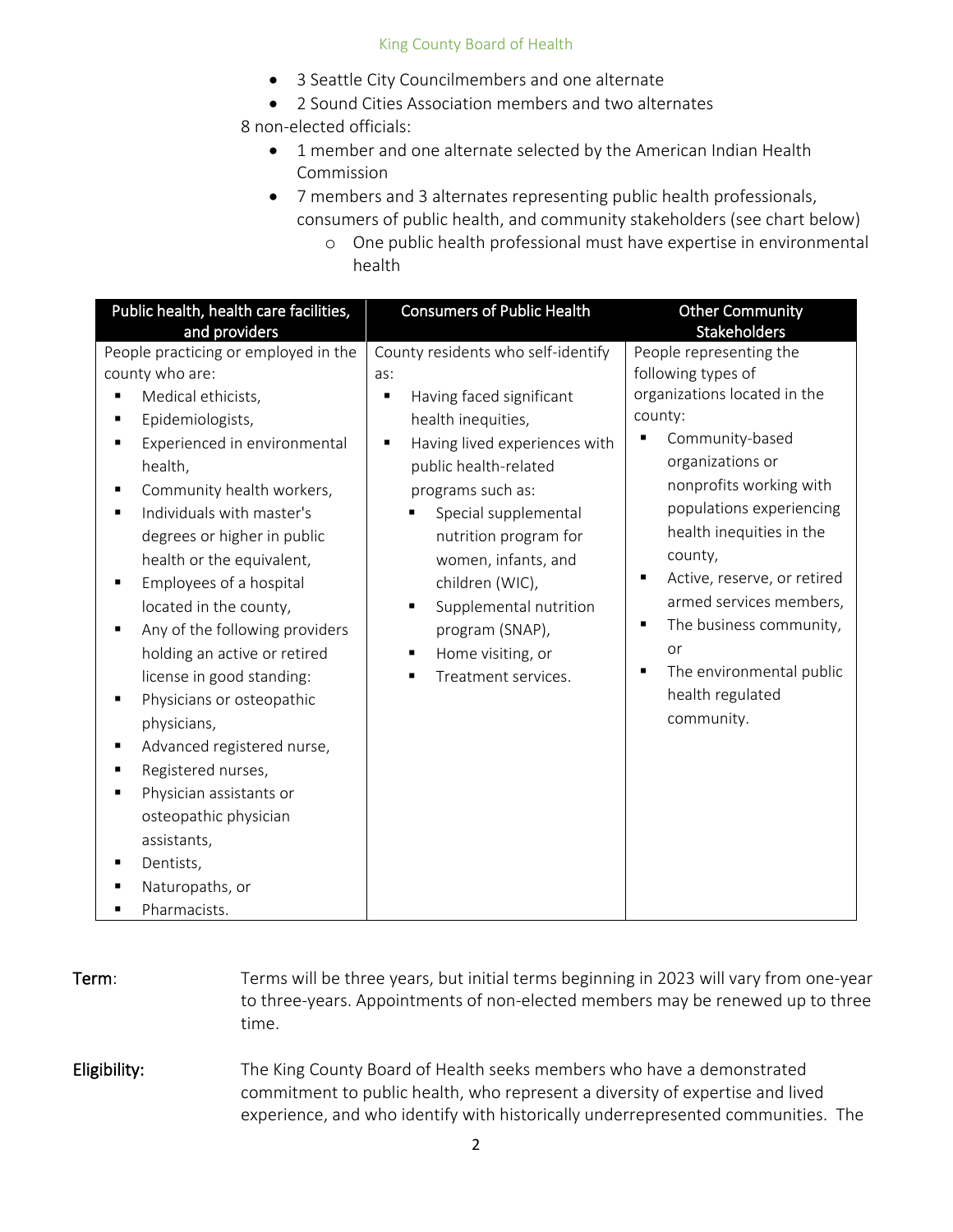- 3 Seattle City Councilmembers and one alternate
- 2 Sound Cities Association members and two alternates

8 non-elected officials:

- 1 member and one alternate selected by the American Indian Health Commission
- 7 members and 3 alternates representing public health professionals, consumers of public health, and community stakeholders (see chart below)
  - One public health professional must have expertise in environmental health

| Public health, health care facilities, and providers | Consumers of Public Health | Other Community Stakeholders |
|---|---|---|
| People practicing or employed in the county who are:<br>▪ Medical ethicists,<br>▪ Epidemiologists,<br>▪ Experienced in environmental health,<br>▪ Community health workers,<br>▪ Individuals with master's degrees or higher in public health or the equivalent,<br>▪ Employees of a hospital located in the county,<br>▪ Any of the following providers holding an active or retired license in good standing:<br>▪ Physicians or osteopathic physicians,<br>▪ Advanced registered nurse,<br>▪ Registered nurses,<br>▪ Physician assistants or osteopathic physician assistants,<br>▪ Dentists,<br>▪ Naturopaths, or<br>▪ Pharmacists. | County residents who self-identify as:<br>▪ Having faced significant health inequities,<br>▪ Having lived experiences with public health-related programs such as:<br>▪ Special supplemental nutrition program for women, infants, and children (WIC),<br>▪ Supplemental nutrition program (SNAP),<br>▪ Home visiting, or<br>▪ Treatment services. | People representing the following types of organizations located in the county:<br>▪ Community-based organizations or nonprofits working with populations experiencing health inequities in the county,<br>▪ Active, reserve, or retired armed services members,<br>▪ The business community, or<br>▪ The environmental public health regulated community. |

**Term**: Terms will be three years, but initial terms beginning in 2023 will vary from one-year to three-years. Appointments of non-elected members may be renewed up to three time.

**Eligibility:** The King County Board of Health seeks members who have a demonstrated commitment to public health, who represent a diversity of expertise and lived experience, and who identify with historically underrepresented communities. The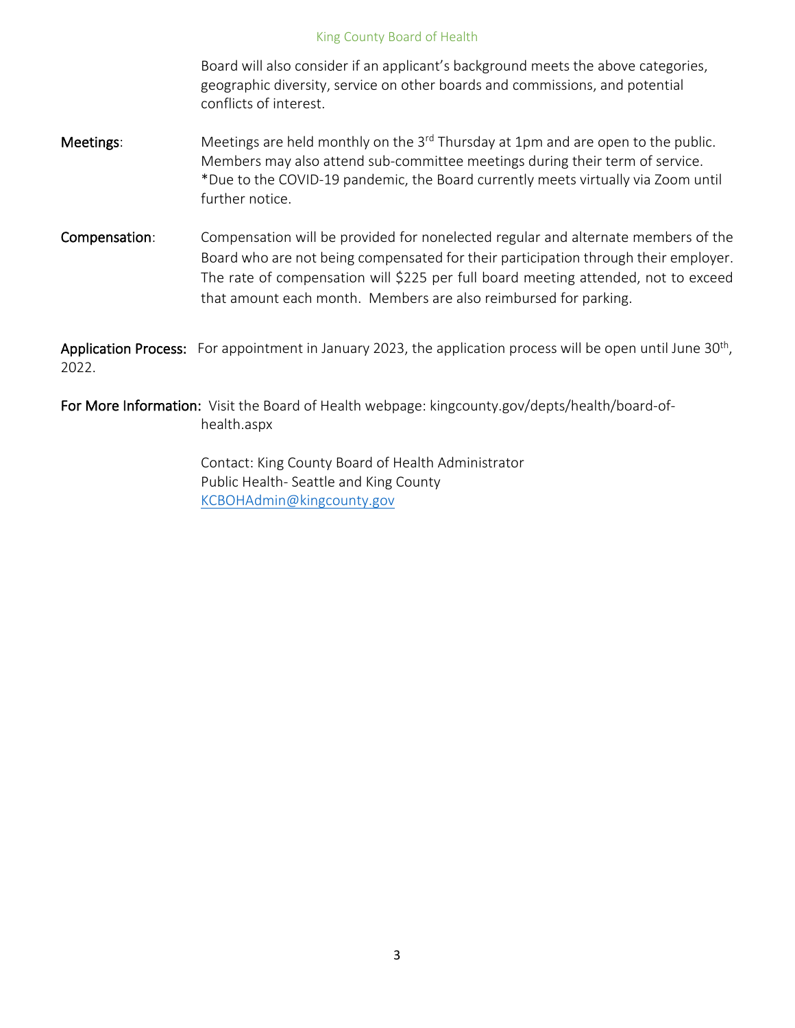Board will also consider if an applicant's background meets the above categories, geographic diversity, service on other boards and commissions, and potential conflicts of interest.

**Meetings**: Meetings are held monthly on the 3rd Thursday at 1pm and are open to the public. Members may also attend sub-committee meetings during their term of service. *Due to the COVID-19 pandemic, the Board currently meets virtually via Zoom until further notice.

**Compensation**: Compensation will be provided for nonelected regular and alternate members of the Board who are not being compensated for their participation through their employer. The rate of compensation will $225 per full board meeting attended, not to exceed that amount each month. Members are also reimbursed for parking.

**Application Process:** For appointment in January 2023, the application process will be open until June 30th, 2022.

**For More Information:** Visit the Board of Health webpage: kingcounty.gov/depts/health/board-of-health.aspx

Contact: King County Board of Health Administrator
Public Health- Seattle and King County
KCBOHAdmin@kingcounty.gov